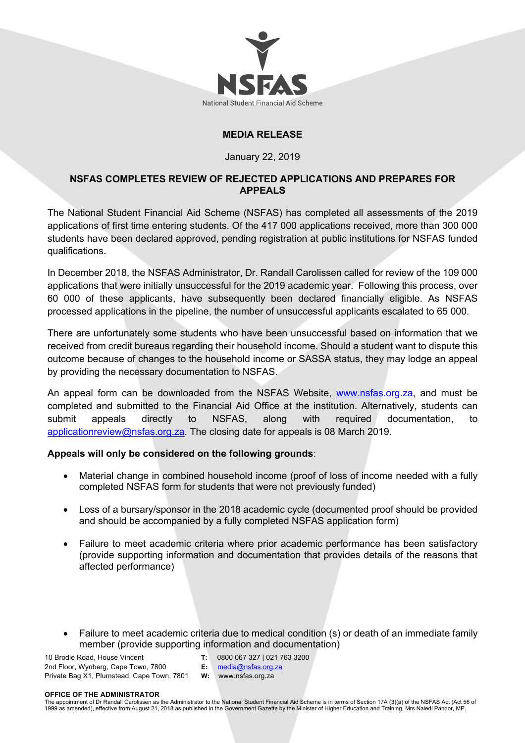NSFAS

National Student Financial Aid Scheme

**MEDIA RELEASE**

January 22, 2019

## NSFAS COMPLETES REVIEW OF REJECTED APPLICATIONS AND PREPARES FOR APPEALS

The National Student Financial Aid Scheme (NSFAS) has completed all assessments of the 2019 applications of first time entering students. Of the 417 000 applications received, more than 300 000 students have been declared approved, pending registration at public institutions for NSFAS funded qualifications.

In December 2018, the NSFAS Administrator, Dr. Randall Carolissen called for review of the 109 000 applications that were initially unsuccessful for the 2019 academic year. Following this process, over 60 000 of these applicants, have subsequently been declared financially eligible. As NSFAS processed applications in the pipeline, the number of unsuccessful applicants escalated to 65 000.

There are unfortunately some students who have been unsuccessful based on information that we received from credit bureaus regarding their household income. Should a student want to dispute this outcome because of changes to the household income or SASSA status, they may lodge an appeal by providing the necessary documentation to NSFAS.

An appeal form can be downloaded from the NSFAS Website, www.nsfas.org.za, and must be completed and submitted to the Financial Aid Office at the institution. Alternatively, students can submit appeals directly to NSFAS, along with required documentation, to applicationreview@nsfas.org.za. The closing date for appeals is 08 March 2019.

**Appeals will only be considered on the following grounds**:

- Material change in combined household income (proof of loss of income needed with a fully completed NSFAS form for students that were not previously funded)
- Loss of a bursary/sponsor in the 2018 academic cycle (documented proof should be provided and should be accompanied by a fully completed NSFAS application form)
- Failure to meet academic criteria where prior academic performance has been satisfactory (provide supporting information and documentation that provides details of the reasons that affected performance)
- Failure to meet academic criteria due to medical condition (s) or death of an immediate family member (provide supporting information and documentation)

10 Brodie Road, House Vincent
2nd Floor, Wynberg, Cape Town, 7800
Private Bag X1, Plumstead, Cape Town, 7801

**T:** 0800 067 327 | 021 763 3200
**E:** media@nsfas.org.za
**W:** www.nsfas.org.za

**OFFICE OF THE ADMINISTRATOR**

The appointment of Dr Randall Carolissen as the Administrator to the National Student Financial Aid Scheme is in terms of Section 17A (3)(a) of the NSFAS Act (Act 56 of 1999 as amended), effective from August 21, 2018 as published in the Government Gazette by the Minister of Higher Education and Training, Mrs Naledi Pandor, MP.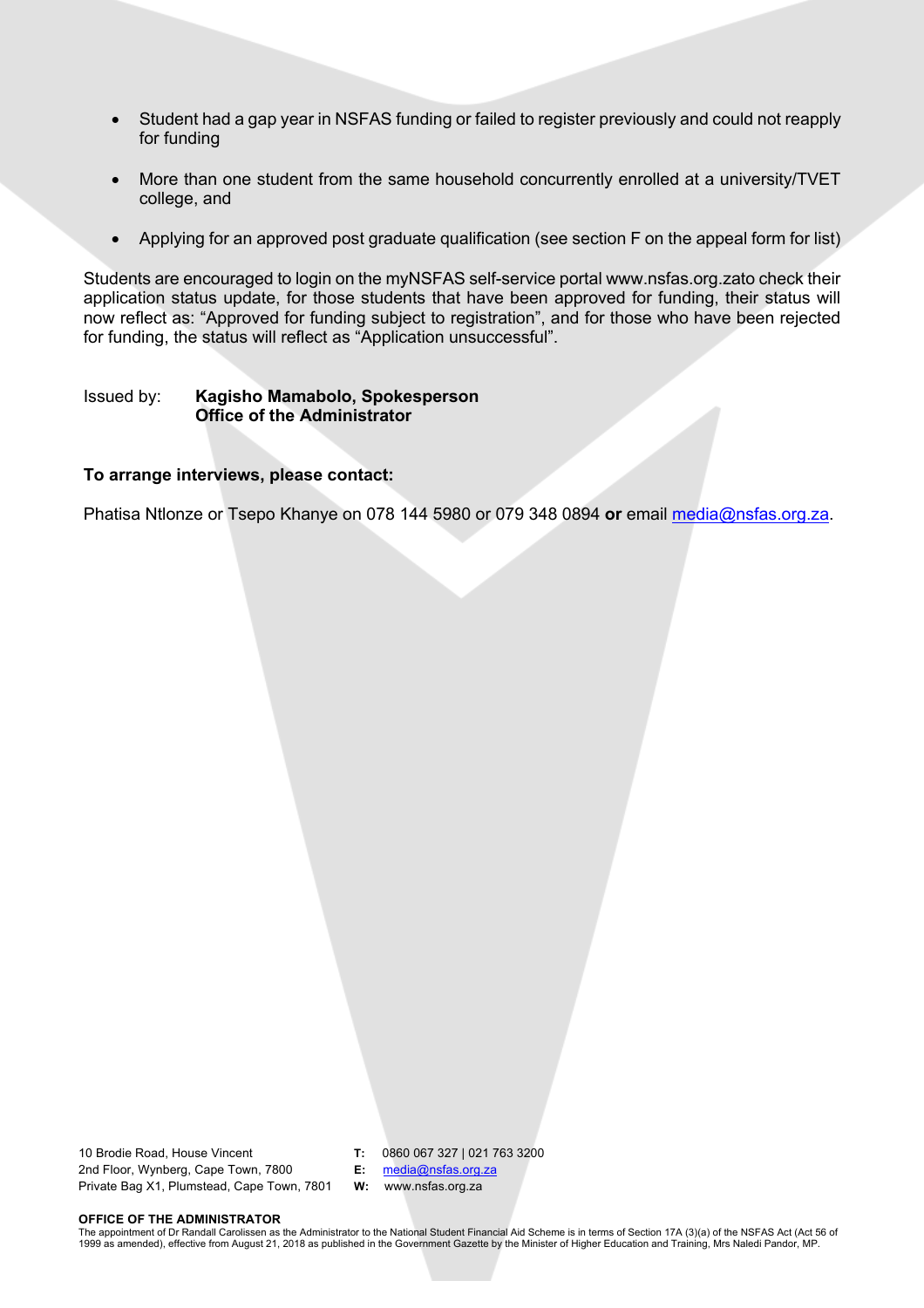- Student had a gap year in NSFAS funding or failed to register previously and could not reapply for funding
- More than one student from the same household concurrently enrolled at a university/TVET college, and
- Applying for an approved post graduate qualification (see section F on the appeal form for list)

Students are encouraged to login on the myNSFAS self-service portal www.nsfas.org.zato check their application status update, for those students that have been approved for funding, their status will now reflect as: "Approved for funding subject to registration", and for those who have been rejected for funding, the status will reflect as "Application unsuccessful".

Issued by: **Kagisho Mamabolo, Spokesperson**
**Office of the Administrator**

**To arrange interviews, please contact:**

Phatisa Ntlonze or Tsepo Khanye on 078 144 5980 or 079 348 0894 **or** email media@nsfas.org.za.

10 Brodie Road, House Vincent
2nd Floor, Wynberg, Cape Town, 7800
Private Bag X1, Plumstead, Cape Town, 7801

**T:** 0860 067 327 | 021 763 3200
**E:** media@nsfas.org.za
**W:** www.nsfas.org.za

**OFFICE OF THE ADMINISTRATOR**
The appointment of Dr Randall Carolissen as the Administrator to the National Student Financial Aid Scheme is in terms of Section 17A (3)(a) of the NSFAS Act (Act 56 of 1999 as amended), effective from August 21, 2018 as published in the Government Gazette by the Minister of Higher Education and Training, Mrs Naledi Pandor, MP.